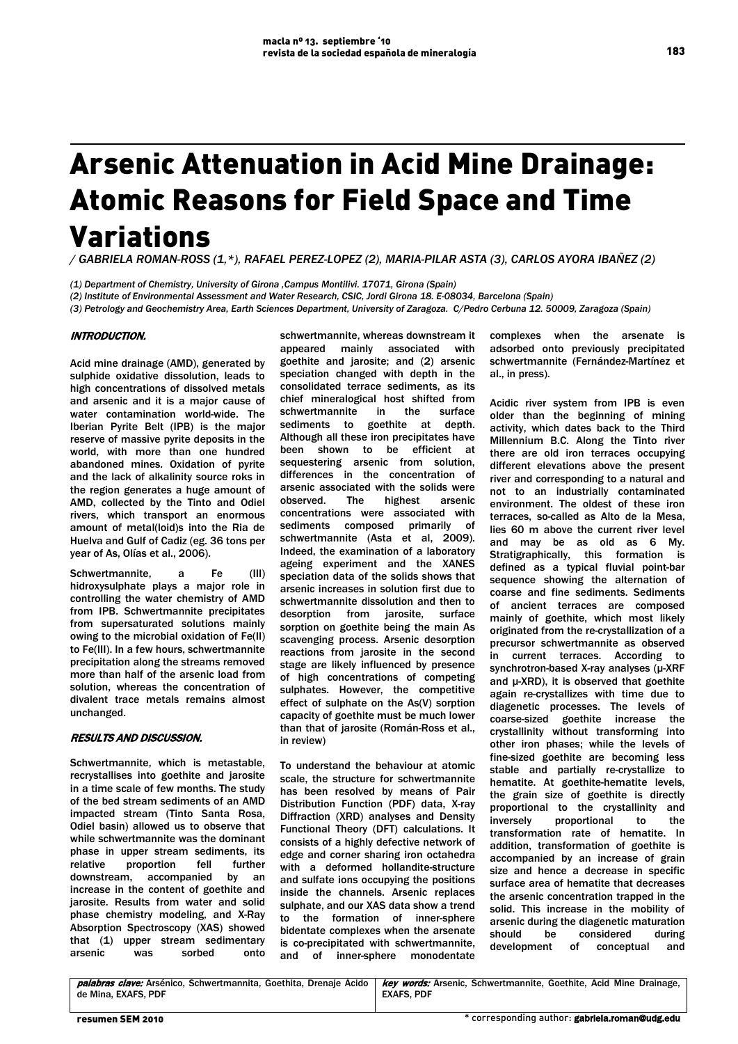# Arsenic Attenuation in Acid Mine Drainage: Atomic Reasons for Field Space and Time Variations

*/ GABRIELA ROMAN-ROSS (1,*), RAFAEL PEREZ-LOPEZ (2), MARIA-PILAR ASTA (3), CARLOS AYORA IBAÑEZ (2)*

*(1) Department of Chemistry, University of Girona ,Campus Montilivi. 17071, Girona (Spain)*
*(2) Institute of Environmental Assessment and Water Research, CSIC, Jordi Girona 18. E-08034, Barcelona (Spain)*
*(3) Petrology and Geochemistry Area, Earth Sciences Department, University of Zaragoza. C/Pedro Cerbuna 12. 50009, Zaragoza (Spain)*

## INTRODUCTION.

Acid mine drainage (AMD), generated by sulphide oxidative dissolution, leads to high concentrations of dissolved metals and arsenic and it is a major cause of water contamination world-wide. The Iberian Pyrite Belt (IPB) is the major reserve of massive pyrite deposits in the world, with more than one hundred abandoned mines. Oxidation of pyrite and the lack of alkalinity source roks in the region generates a huge amount of AMD, collected by the Tinto and Odiel rivers, which transport an enormous amount of metal(loid)s into the Ria de Huelva and Gulf of Cadiz (eg. 36 tons per year of As, Olías et al., 2006).

Schwertmannite, a Fe (III) hidroxysulphate plays a major role in controlling the water chemistry of AMD from IPB. Schwertmannite precipitates from supersaturated solutions mainly owing to the microbial oxidation of Fe(II) to Fe(III). In a few hours, schwertmannite precipitation along the streams removed more than half of the arsenic load from solution, whereas the concentration of divalent trace metals remains almost unchanged.

## RESULTS AND DISCUSSION.

Schwertmannite, which is metastable, recrystallises into goethite and jarosite in a time scale of few months. The study of the bed stream sediments of an AMD impacted stream (Tinto Santa Rosa, Odiel basin) allowed us to observe that while schwertmannite was the dominant phase in upper stream sediments, its relative proportion fell further downstream, accompanied by an increase in the content of goethite and jarosite. Results from water and solid phase chemistry modeling, and X-Ray Absorption Spectroscopy (XAS) showed that (1) upper stream sedimentary arsenic was sorbed onto schwertmannite, whereas downstream it appeared mainly associated with goethite and jarosite; and (2) arsenic speciation changed with depth in the consolidated terrace sediments, as its chief mineralogical host shifted from schwertmannite in the surface sediments to goethite at depth. Although all these iron precipitates have been shown to be efficient at sequestering arsenic from solution, differences in the concentration of arsenic associated with the solids were observed. The highest arsenic concentrations were associated with sediments composed primarily of schwertmannite (Asta et al, 2009). Indeed, the examination of a laboratory ageing experiment and the XANES speciation data of the solids shows that arsenic increases in solution first due to schwertmannite dissolution and then to desorption from jarosite, surface sorption on goethite being the main As scavenging process. Arsenic desorption reactions from jarosite in the second stage are likely influenced by presence of high concentrations of competing sulphates. However, the competitive effect of sulphate on the As(V) sorption capacity of goethite must be much lower than that of jarosite (Román-Ross et al., in review)

To understand the behaviour at atomic scale, the structure for schwertmannite has been resolved by means of Pair Distribution Function (PDF) data, X-ray Diffraction (XRD) analyses and Density Functional Theory (DFT) calculations. It consists of a highly defective network of edge and corner sharing iron octahedra with a deformed hollandite-structure and sulfate ions occupying the positions inside the channels. Arsenic replaces sulphate, and our XAS data show a trend to the formation of inner-sphere bidentate complexes when the arsenate is co-precipitated with schwertmannite, and of inner-sphere monodentate complexes when the arsenate is adsorbed onto previously precipitated schwertmannite (Fernández-Martínez et al., in press).

Acidic river system from IPB is even older than the beginning of mining activity, which dates back to the Third Millennium B.C. Along the Tinto river there are old iron terraces occupying different elevations above the present river and corresponding to a natural and not to an industrially contaminated environment. The oldest of these iron terraces, so-called as Alto de la Mesa, lies 60 m above the current river level and may be as old as 6 My. Stratigraphically, this formation is defined as a typical fluvial point-bar sequence showing the alternation of coarse and fine sediments. Sediments of ancient terraces are composed mainly of goethite, which most likely originated from the re-crystallization of a precursor schwertmannite as observed in current terraces. According to synchrotron-based X-ray analyses (µ-XRF and µ-XRD), it is observed that goethite again re-crystallizes with time due to diagenetic processes. The levels of coarse-sized goethite increase the crystallinity without transforming into other iron phases; while the levels of fine-sized goethite are becoming less stable and partially re-crystallize to hematite. At goethite-hematite levels, the grain size of goethite is directly proportional to the crystallinity and inversely proportional to the transformation rate of hematite. In addition, transformation of goethite is accompanied by an increase of grain size and hence a decrease in specific surface area of hematite that decreases the arsenic concentration trapped in the solid. This increase in the mobility of arsenic during the diagenetic maturation should be considered during development of conceptual and

| *palabras clave:* Arsénico, Schwertmannita, Goethita, Drenaje Ácido de Mina, EXAFS, PDF | *key words:* Arsenic, Schwertmannite, Goethite, Acid Mine Drainage, EXAFS, PDF |
|---|---|

\* corresponding author: **gabriela.roman@udg.edu**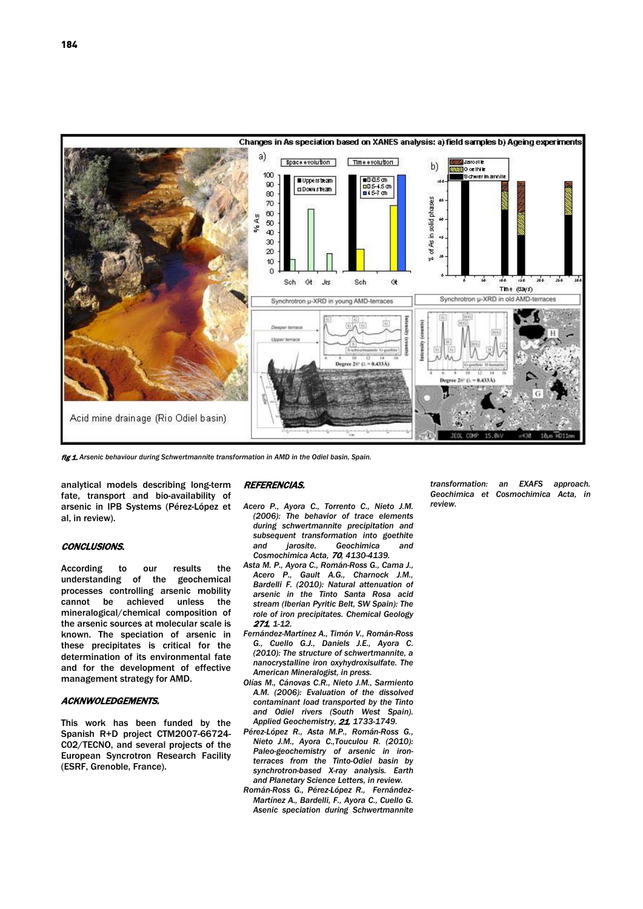Changes in As speciation based on XANES analysis: a) field samples b) Ageing experiments

a)

Space evolution

Time evolution

Upper stream

Down stream

0-0.5 cm

0.5-4.5 cm

4.5-7 cm

% As

100
90
80
70
60
50
40
30
20
10
0

Sch Gt Jrs Sch Gt

b)

Jarosite

Goethite

Schwertmannite

% of As in solid phases

Time (days)

Synchrotron μ-XRD in young AMD-terraces

Synchrotron μ-XRD in old AMD-terraces

Acid mine drainage (Rio Odiel basin)

*fig 1. Arsenic behaviour during Schwertmannite transformation in AMD in the Odiel basin, Spain.*

analytical models describing long-term fate, transport and bio-availability of arsenic in IPB Systems (Pérez-López et al, in review).

## CONCLUSIONS.

According to our results the understanding of the geochemical processes controlling arsenic mobility cannot be achieved unless the mineralogical/chemical composition of the arsenic sources at molecular scale is known. The speciation of arsenic in these precipitates is critical for the determination of its environmental fate and for the development of effective management strategy for AMD.

## ACKNWOLEDGEMENTS.

This work has been funded by the Spanish R+D project CTM2007-66724-C02/TECNO, and several projects of the European Syncrotron Research Facility (ESRF, Grenoble, France).

## REFERENCIAS.

*Acero P., Ayora C., Torrento C., Nieto J.M. (2006): The behavior of trace elements during schwertmannite precipitation and subsequent transformation into goethite and jarosite. Geochimica and Cosmochimica Acta, **70**, 4130-4139.*

*Asta M. P., Ayora C., Román-Ross G., Cama J., Acero P., Gault A.G., Charnock J.M., Bardelli F. (2010): Natural attenuation of arsenic in the Tinto Santa Rosa acid stream (Iberian Pyritic Belt, SW Spain): The role of iron precipitates. Chemical Geology **271**, 1-12.*

*Fernández-Martínez A., Timón V., Román-Ross G., Cuello G.J., Daniels J.E., Ayora C. (2010): The structure of schwertmannite, a nanocrystalline iron oxyhydroxisulfate. The American Mineralogist, in press.*

*Olías M., Cánovas C.R., Nieto J.M., Sarmiento A.M. (2006): Evaluation of the dissolved contaminant load transported by the Tinto and Odiel rivers (South West Spain). Applied Geochemistry, **21**, 1733-1749.*

*Pérez-López R., Asta M.P., Román-Ross G., Nieto J.M., Ayora C.,Touculou R. (2010): Paleo-geochemistry of arsenic in iron-terraces from the Tinto-Odiel basin by synchrotron-based X-ray analysis. Earth and Planetary Science Letters, in review.*

*Román-Ross G., Pérez-López R., Fernández-Martínez A., Bardelli, F., Ayora C., Cuello G. Asenic speciation during Schwertmannite transformation: an EXAFS approach. Geochimica et Cosmochimica Acta, in review.*